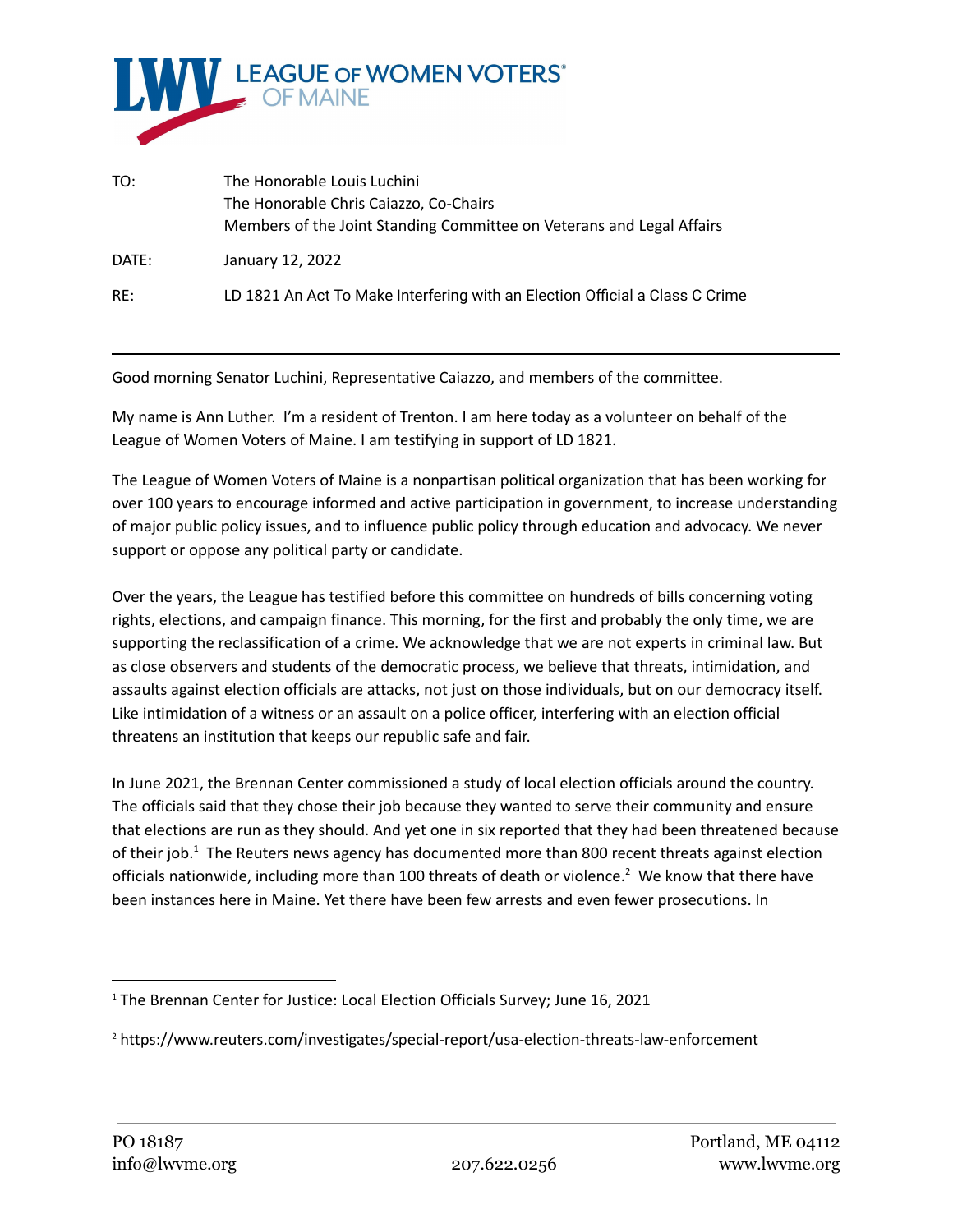LEAGUE OF WOMEN VOTERS® OF MAINE

TO: The Honorable Louis Luchini
The Honorable Chris Caiazzo, Co-Chairs
Members of the Joint Standing Committee on Veterans and Legal Affairs

DATE: January 12, 2022

RE: LD 1821 An Act To Make Interfering with an Election Official a Class C Crime

---

Good morning Senator Luchini, Representative Caiazzo, and members of the committee.

My name is Ann Luther. I'm a resident of Trenton. I am here today as a volunteer on behalf of the League of Women Voters of Maine. I am testifying in support of LD 1821.

The League of Women Voters of Maine is a nonpartisan political organization that has been working for over 100 years to encourage informed and active participation in government, to increase understanding of major public policy issues, and to influence public policy through education and advocacy. We never support or oppose any political party or candidate.

Over the years, the League has testified before this committee on hundreds of bills concerning voting rights, elections, and campaign finance. This morning, for the first and probably the only time, we are supporting the reclassification of a crime. We acknowledge that we are not experts in criminal law. But as close observers and students of the democratic process, we believe that threats, intimidation, and assaults against election officials are attacks, not just on those individuals, but on our democracy itself. Like intimidation of a witness or an assault on a police officer, interfering with an election official threatens an institution that keeps our republic safe and fair.

In June 2021, the Brennan Center commissioned a study of local election officials around the country. The officials said that they chose their job because they wanted to serve their community and ensure that elections are run as they should. And yet one in six reported that they had been threatened because of their job.[1] The Reuters news agency has documented more than 800 recent threats against election officials nationwide, including more than 100 threats of death or violence.[2] We know that there have been instances here in Maine. Yet there have been few arrests and even fewer prosecutions. In

---

[1] The Brennan Center for Justice: Local Election Officials Survey; June 16, 2021

[2] https://www.reuters.com/investigates/special-report/usa-election-threats-law-enforcement

PO 18187
info@lwvme.org
207.622.0256
Portland, ME 04112
www.lwvme.org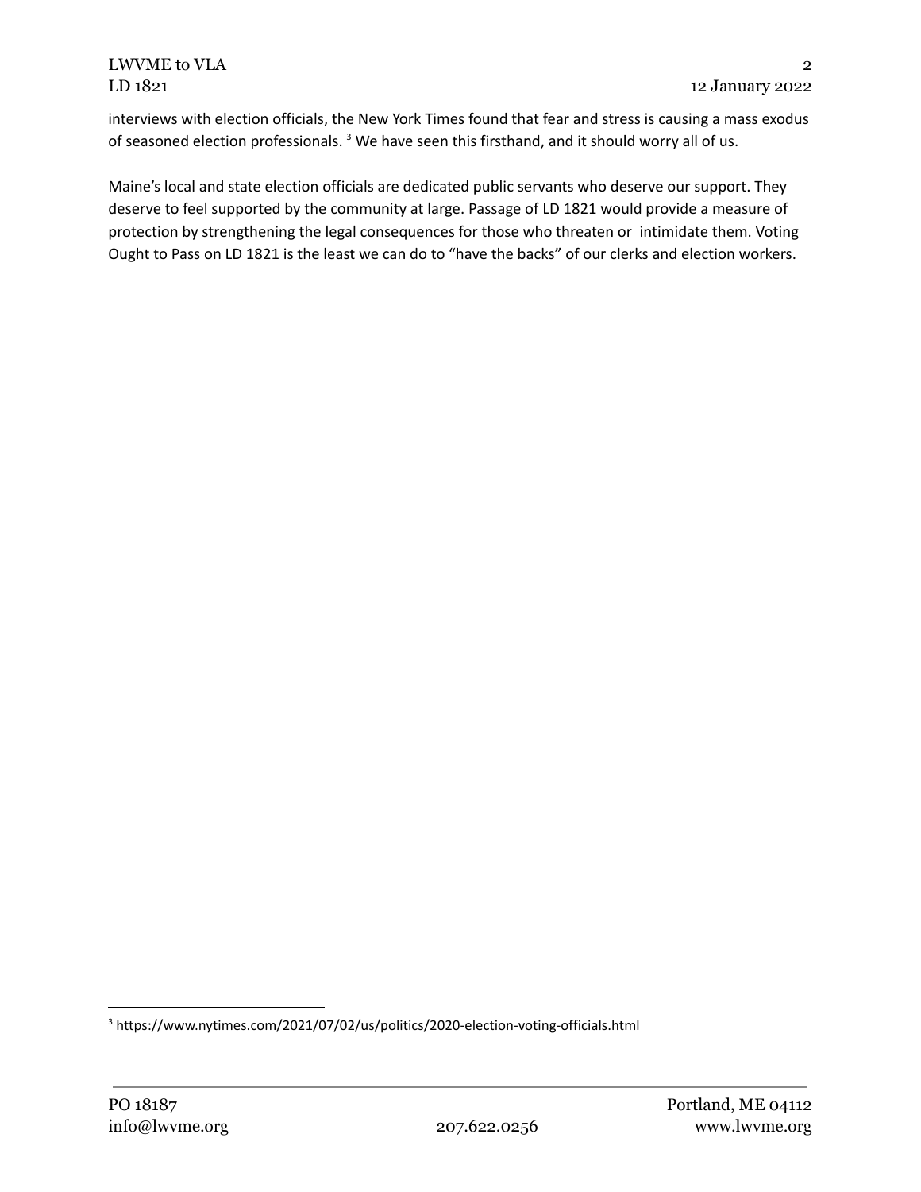interviews with election officials, the New York Times found that fear and stress is causing a mass exodus of seasoned election professionals. [3] We have seen this firsthand, and it should worry all of us.

Maine's local and state election officials are dedicated public servants who deserve our support. They deserve to feel supported by the community at large. Passage of LD 1821 would provide a measure of protection by strengthening the legal consequences for those who threaten or intimidate them. Voting Ought to Pass on LD 1821 is the least we can do to "have the backs" of our clerks and election workers.

[3] https://www.nytimes.com/2021/07/02/us/politics/2020-election-voting-officials.html